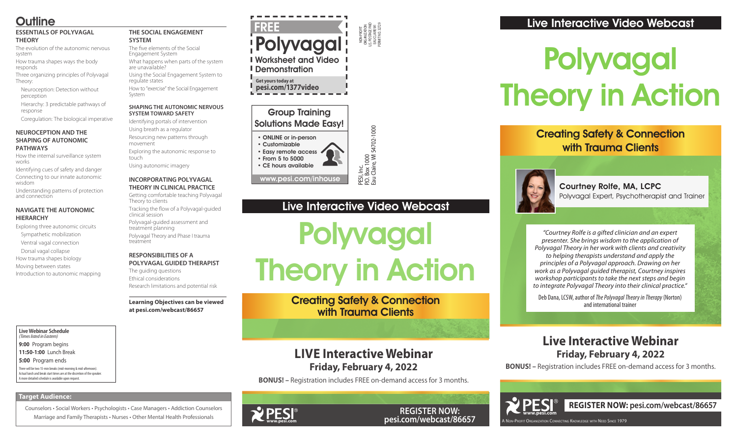# Outline

### ESSENTIALS OF POLYVAGAL THEORY

The evolution of the autonomic nervous system

How trauma shapes ways the body responds

Three organizing principles of Polyvagal Theory:

- Neuroception: Detection without perception
- Hierarchy: 3 predictable pathways of response
- Coregulation: The biological imperative

### NEUROCEPTION AND THE SHAPING OF AUTONOMIC PATHWAYS

How the internal surveillance system works

Identifying cues of safety and danger

Connecting to our innate autonomic wisdom

Understanding patterns of protection and connection

### NAVIGATE THE AUTONOMIC HIERARCHY

Exploring three autonomic circuits

- Sympathetic mobilization
- Ventral vagal connection
- Dorsal vagal collapse

How trauma shapes biology

Moving between states

Introduction to autonomic mapping

### THE SOCIAL ENGAGEMENT SYSTEM

The five elements of the Social Engagement System

What happens when parts of the system are unavailable?

Using the Social Engagement System to regulate states

How to "exercise" the Social Engagement System

### SHAPING THE AUTONOMIC NERVOUS SYSTEM TOWARD SAFETY

Identifying portals of intervention

Using breath as a regulator

Resourcing new patterns through movement

Exploring the autonomic response to touch

Using autonomic imagery

### INCORPORATING POLYVAGAL THEORY IN CLINICAL PRACTICE

Getting comfortable teaching Polyvagal Theory to clients

Tracking the flow of a Polyvagal-guided clinical session

Polyvagal-guided assessment and treatment planning

Polyvagal Theory and Phase I trauma treatment

### RESPONSIBILITIES OF A POLYVAGAL GUIDED THERAPIST

The guiding questions

Ethical considerations

Research limitations and potential risk

**Learning Objectives can be viewed at pesi.com/webcast/86657**

**Live Webinar Schedule**
*(Times listed in Eastern)*

**9:00** Program begins

**11:50-1:00** Lunch Break

**5:00** Program ends

There will be two 15-min breaks (mid-morning & mid-afternoon). Actual lunch and break start times are at the discretion of the speaker. A more detailed schedule is available upon request.

**Target Audience:**

Counselors • Social Workers • Psychologists • Case Managers • Addiction Counselors
Marriage and Family Therapists • Nurses • Other Mental Health Professionals

---

**FREE**
**Polyvagal**
**Worksheet and Video Demonstration**

**Get yours today at pesi.com/1377video**

NON-PROFIT ORGANIZATION U.S. POSTAGE PAID EAU CLAIRE WI PERMIT NO. 32729

**Group Training Solutions Made Easy!**

- ONLINE or in-person
- Customizable
- Easy remote access
- From 5 to 5000
- CE hours available

**www.pesi.com/inhouse**

PESI, Inc.
P.O. Box 1000
Eau Claire, WI 54702-1000

## Live Interactive Video Webcast

# Polyvagal Theory in Action

## Creating Safety & Connection with Trauma Clients

## LIVE Interactive Webinar
### Friday, February 4, 2022

**BONUS! –** Registration includes FREE on-demand access for 3 months.

PESI® www.pesi.com

**REGISTER NOW: pesi.com/webcast/86657**

---

## Live Interactive Video Webcast

# Polyvagal Theory in Action

## Creating Safety & Connection with Trauma Clients

**Courtney Rolfe, MA, LCPC**
Polyvagal Expert, Psychotherapist and Trainer

*"Courtney Rolfe is a gifted clinician and an expert presenter. She brings wisdom to the application of Polyvagal Theory in her work with clients and creativity to helping therapists understand and apply the principles of a Polyvagal approach. Drawing on her work as a Polyvagal guided therapist, Courtney inspires workshop participants to take the next steps and begin to integrate Polyvagal Theory into their clinical practice."*

Deb Dana, LCSW, author of *The Polyvagal Theory in Therapy* (Norton) and international trainer

## Live Interactive Webinar
### Friday, February 4, 2022

**BONUS! –** Registration includes FREE on-demand access for 3 months.

PESI® www.pesi.com **REGISTER NOW: pesi.com/webcast/86657**

A Non-Profit Organization Connecting Knowledge with Need Since 1979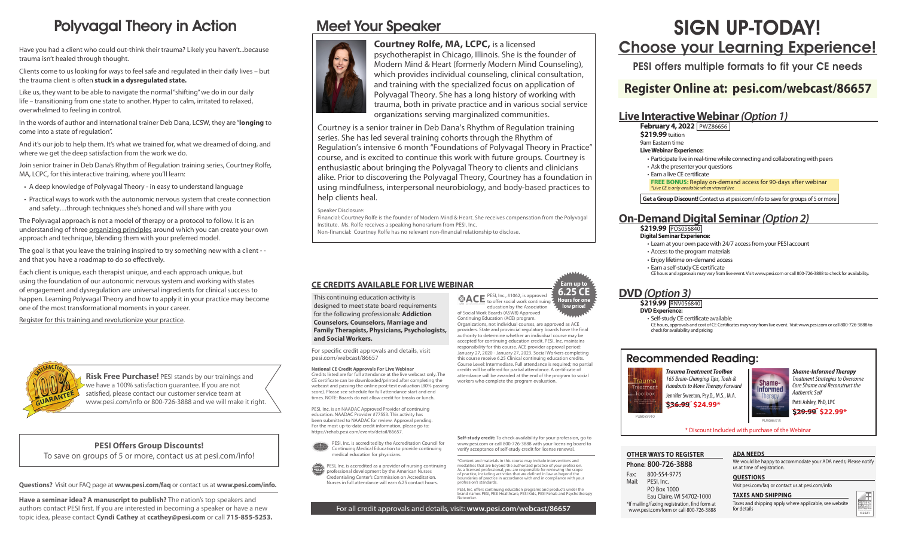# Polyvagal Theory in Action

Have you had a client who could out-think their trauma? Likely you haven't...because trauma isn't healed through thought.

Clients come to us looking for ways to feel safe and regulated in their daily lives – but the trauma client is often **stuck in a dysregulated state.**

Like us, they want to be able to navigate the normal "shifting" we do in our daily life – transitioning from one state to another. Hyper to calm, irritated to relaxed, overwhelmed to feeling in control.

In the words of author and international trainer Deb Dana, LCSW, they are "**longing** to come into a state of regulation".

And it's our job to help them. It's what we trained for, what we dreamed of doing, and where we get the deep satisfaction from the work we do.

Join senior trainer in Deb Dana's Rhythm of Regulation training series, Courtney Rolfe, MA, LCPC, for this interactive training, where you'll learn:

- A deep knowledge of Polyvagal Theory - in easy to understand language
- Practical ways to work with the autonomic nervous system that create connection and safety…through techniques she's honed and will share with you

The Polyvagal approach is not a model of therapy or a protocol to follow. It is an understanding of three organizing principles around which you can create your own approach and technique, blending them with your preferred model.

The goal is that you leave the training inspired to try something new with a client - - and that you have a roadmap to do so effectively.

Each client is unique, each therapist unique, and each approach unique, but using the foundation of our autonomic nervous system and working with states of engagement and dysregulation are universal ingredients for clinical success to happen. Learning Polyvagal Theory and how to apply it in your practice may become one of the most transformational moments in your career.

Register for this training and revolutionize your practice.

SATISFACTION 100% GUARANTEE

**Risk Free Purchase!** PESI stands by our trainings and we have a 100% satisfaction guarantee. If you are not satisfied, please contact our customer service team at www.pesi.com/info or 800-726-3888 and we will make it right.

**PESI Offers Group Discounts!**
To save on groups of 5 or more, contact us at pesi.com/info!

**Questions?** Visit our FAQ page at **www.pesi.com/faq** or contact us at **www.pesi.com/info.**

**Have a seminar idea? A manuscript to publish?** The nation's top speakers and authors contact PESI first. If you are interested in becoming a speaker or have a new topic idea, please contact **Cyndi Cathey** at **ccathey@pesi.com** or call **715-855-5253.**

# Meet Your Speaker

**Courtney Rolfe, MA, LCPC,** is a licensed psychotherapist in Chicago, Illinois. She is the founder of Modern Mind & Heart (formerly Modern Mind Counseling), which provides individual counseling, clinical consultation, and training with the specialized focus on application of Polyvagal Theory. She has a long history of working with trauma, both in private practice and in various social service organizations serving marginalized communities.

Courtney is a senior trainer in Deb Dana's Rhythm of Regulation training series. She has led several training cohorts through the Rhythm of Regulation's intensive 6 month "Foundations of Polyvagal Theory in Practice" course, and is excited to continue this work with future groups. Courtney is enthusiastic about bringing the Polyvagal Theory to clients and clinicians alike. Prior to discovering the Polyvagal Theory, Courtney has a foundation in using mindfulness, interpersonal neurobiology, and body-based practices to help clients heal.

Speaker Disclosure:
Financial: Courtney Rolfe is the founder of Modern Mind & Heart. She receives compensation from the Polyvagal Institute. Ms. Rolfe receives a speaking honorarium from PESI, Inc.
Non-financial: Courtney Rolfe has no relevant non-financial relationship to disclose.

## CE CREDITS AVAILABLE FOR LIVE WEBINAR

**Earn up to 6.25 CE Hours for one low price!**

This continuing education activity is designed to meet state board requirements for the following professionals: **Addiction Counselors, Counselors, Marriage and Family Therapists, Physicians, Psychologists, and Social Workers.**

For specific credit approvals and details, visit pesi.com/webcast/86657

**National CE Credit Approvals For Live Webinar**
Credits listed are for full attendance at the live webcast only. The CE certificate can be downloaded/printed after completing the webcast and passing the online post-test evaluation (80% passing score). Please see schedule for full attendance start and end times. NOTE: Boards do not allow credit for breaks or lunch.

PESI, Inc. is an NAADAC Approved Provider of continuing education. NAADAC Provider #77553. This activity has been submitted to NAADAC for review. Approval pending. For the most up-to-date credit information, please go to: https://rehab.pesi.com/events/detail/86657.

PESI, Inc. is accredited by the Accreditation Council for Continuing Medical Education to provide continuing medical education for physicians.

PESI, Inc. is accredited as a provider of nursing continuing professional development by the American Nurses Credentialing Center's Commission on Accreditation. Nurses in full attendance will earn 6.25 contact hours.

PESI, Inc., #1062, is approved to offer social work continuing education by the Association of Social Work Boards (ASWB) Approved Continuing Education (ACE) program. Organizations, not individual courses, are approved as ACE providers. State and provincial regulatory boards have the final authority to determine whether an individual course may be accepted for continuing education credit. PESI, Inc. maintains responsibility for this course. ACE provider approval period: January 27, 2020 - January 27, 2023. Social Workers completing this course receive 6.25 Clinical continuing education credits. Course Level: Intermediate. Full attendance is required; no partial credits will be offered for partial attendance. A certificate of attendance will be awarded at the end of the program to social workers who complete the program evaluation.

**Self-study credit:** To check availability for your profession, go to www.pesi.com or call 800-726-3888 with your licensing board to verify acceptance of self-study credit for license renewal.

*Content and materials in this course may include interventions and modalities that are beyond the authorized practice of your profession. As a licensed professional, you are responsible for reviewing the scope of practice, including activities that are defined in law as beyond the boundaries of practice in accordance with and in compliance with your profession's standards.

PESI, Inc. offers continuing education programs and products under the brand names PESI, PESI Healthcare, PESI Kids, PESI Rehab and Psychotherapy Networker.

For all credit approvals and details, visit: **www.pesi.com/webcast/86657**

# SIGN UP-TODAY!

## Choose your Learning Experience!

PESI offers multiple formats to fit your CE needs

## Register Online at: pesi.com/webcast/86657

### Live Interactive Webinar *(Option 1)*

**February 4, 2022** PWZ86656
**$219.99** tuition
9am Eastern time

**Live Webinar Experience:**
- Participate live in real-time while connecting and collaborating with peers
- Ask the presenter your questions
- Earn a live CE certificate

**FREE BONUS:** Replay on-demand access for 90-days after webinar
*Live CE is only available when viewed live

**Get a Group Discount!** Contact us at pesi.com/info to save for groups of 5 or more

### On-Demand Digital Seminar *(Option 2)*

**$219.99** POS056840

**Digital Seminar Experience:**
- Learn at your own pace with 24/7 access from your PESI account
- Access to the program materials
- Enjoy lifetime on-demand access
- Earn a self-study CE certificate

CE hours and approvals may vary from live event. Visit www.pesi.com or call 800-726-3888 to check for availability.

### DVD *(Option 3)*

**$219.99** RNV056840

**DVD Experience:**
- Self-study CE certificate available

CE hours, approvals and cost of CE Certificates may vary from live event. Visit www.pesi.com or call 800-726-3888 to check for availability and pricing

## Recommended Reading:

***Trauma Treatment Toolbox***
*165 Brain-Changing Tips, Tools & Handouts to Move Therapy Forward*
Jennifer Sweeton, Psy.D., M.S., M.A.
~~$36.99~~ **$24.99***
PUB085910

***Shame-Informed Therapy***
*Treatment Strategies to Overcome Core Shame and Reconstruct the Authentic Self*
Patti Ashley, PhD, LPC
~~$29.99~~ **$22.99***
PUB086315

* Discount Included with purchase of the Webinar

**OTHER WAYS TO REGISTER**

**Phone: 800-726-3888**
Fax: 800-554-9775
Mail: PESI, Inc.
PO Box 1000
Eau Claire, WI 54702-1000

*If mailing/faxing registration, find form at www.pesi.com/form or call 800-726-3888

**ADA NEEDS**
We would be happy to accommodate your ADA needs; Please notify us at time of registration.

**QUESTIONS**
Visit pesi.com/faq or contact us at pesi.com/info

**TAXES AND SHIPPING**
Taxes and shipping apply where applicable, see website for details